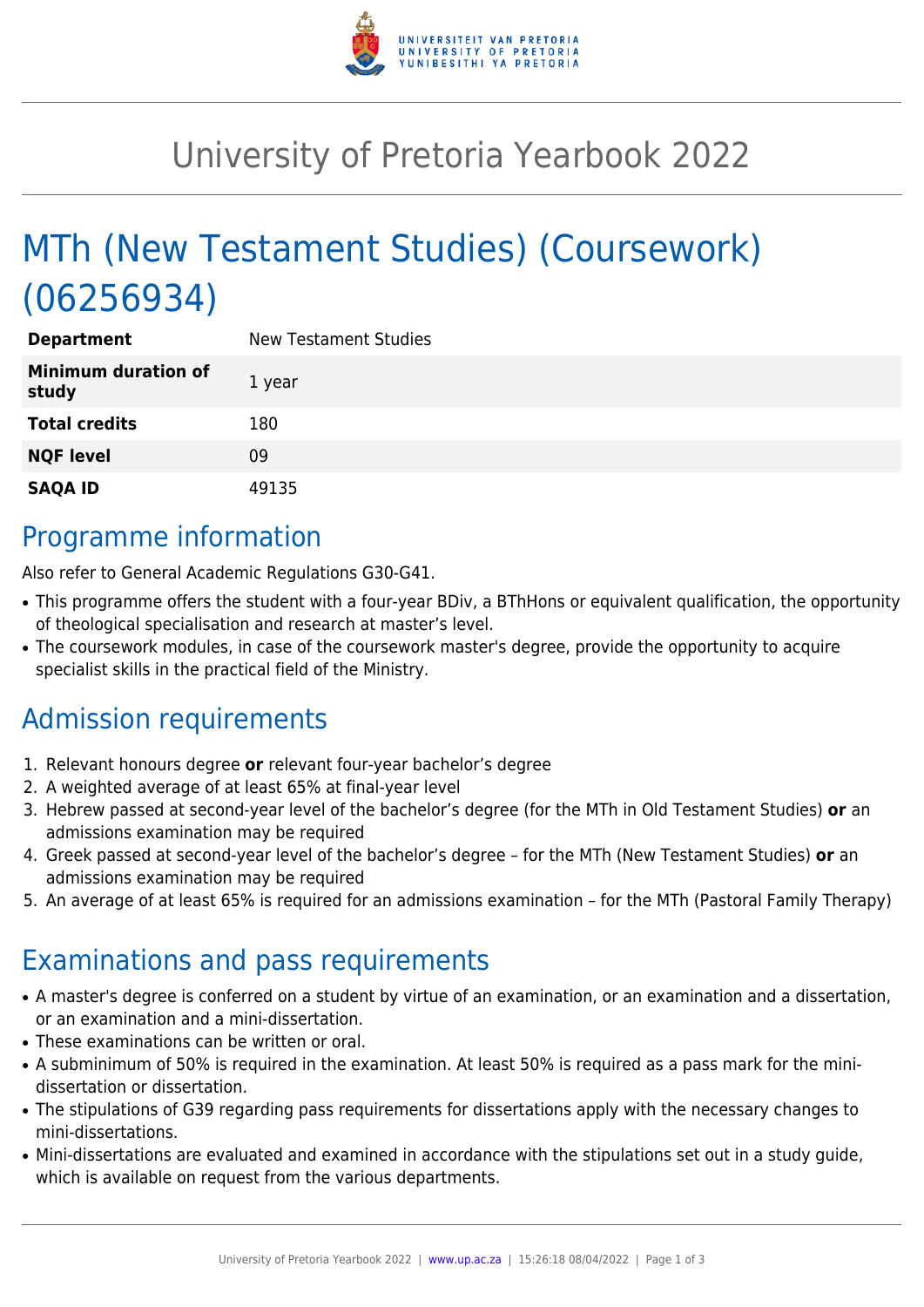# University of Pretoria Yearbook 2022

# MTh (New Testament Studies) (Coursework) (06256934)

| **Department** | New Testament Studies |
| --- | --- |
| **Minimum duration of study** | 1 year |
| **Total credits** | 180 |
| **NQF level** | 09 |
| **SAQA ID** | 49135 |

## Programme information

Also refer to General Academic Regulations G30-G41.

- This programme offers the student with a four-year BDiv, a BThHons or equivalent qualification, the opportunity of theological specialisation and research at master's level.
- The coursework modules, in case of the coursework master's degree, provide the opportunity to acquire specialist skills in the practical field of the Ministry.

## Admission requirements

1. Relevant honours degree **or** relevant four-year bachelor's degree
2. A weighted average of at least 65% at final-year level
3. Hebrew passed at second-year level of the bachelor's degree (for the MTh in Old Testament Studies) **or** an admissions examination may be required
4. Greek passed at second-year level of the bachelor's degree – for the MTh (New Testament Studies) **or** an admissions examination may be required
5. An average of at least 65% is required for an admissions examination – for the MTh (Pastoral Family Therapy)

## Examinations and pass requirements

- A master's degree is conferred on a student by virtue of an examination, or an examination and a dissertation, or an examination and a mini-dissertation.
- These examinations can be written or oral.
- A subminimum of 50% is required in the examination. At least 50% is required as a pass mark for the mini-dissertation or dissertation.
- The stipulations of G39 regarding pass requirements for dissertations apply with the necessary changes to mini-dissertations.
- Mini-dissertations are evaluated and examined in accordance with the stipulations set out in a study guide, which is available on request from the various departments.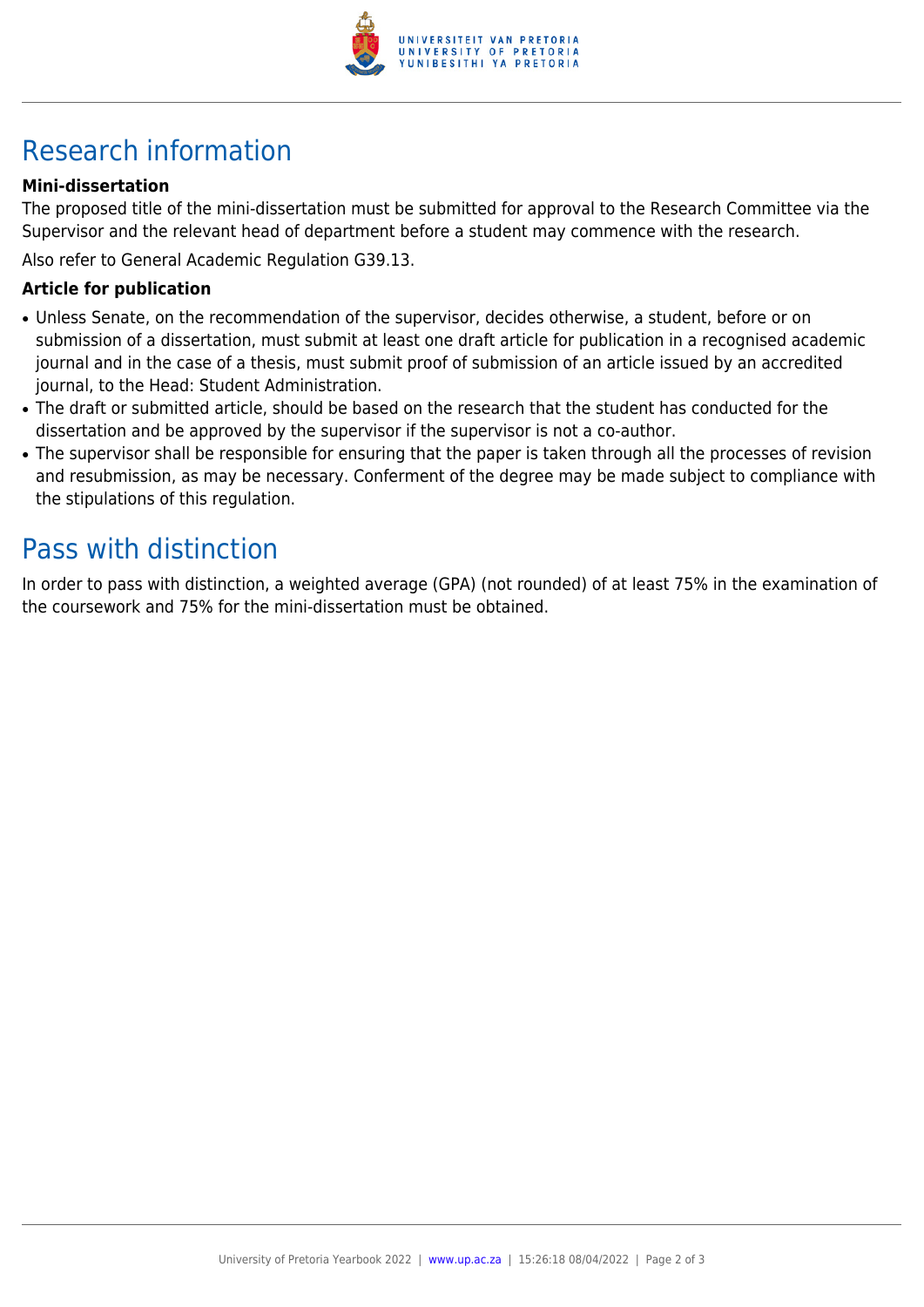# Research information

### Mini-dissertation

The proposed title of the mini-dissertation must be submitted for approval to the Research Committee via the Supervisor and the relevant head of department before a student may commence with the research.

Also refer to General Academic Regulation G39.13.

### Article for publication

- Unless Senate, on the recommendation of the supervisor, decides otherwise, a student, before or on submission of a dissertation, must submit at least one draft article for publication in a recognised academic journal and in the case of a thesis, must submit proof of submission of an article issued by an accredited journal, to the Head: Student Administration.
- The draft or submitted article, should be based on the research that the student has conducted for the dissertation and be approved by the supervisor if the supervisor is not a co-author.
- The supervisor shall be responsible for ensuring that the paper is taken through all the processes of revision and resubmission, as may be necessary. Conferment of the degree may be made subject to compliance with the stipulations of this regulation.

# Pass with distinction

In order to pass with distinction, a weighted average (GPA) (not rounded) of at least 75% in the examination of the coursework and 75% for the mini-dissertation must be obtained.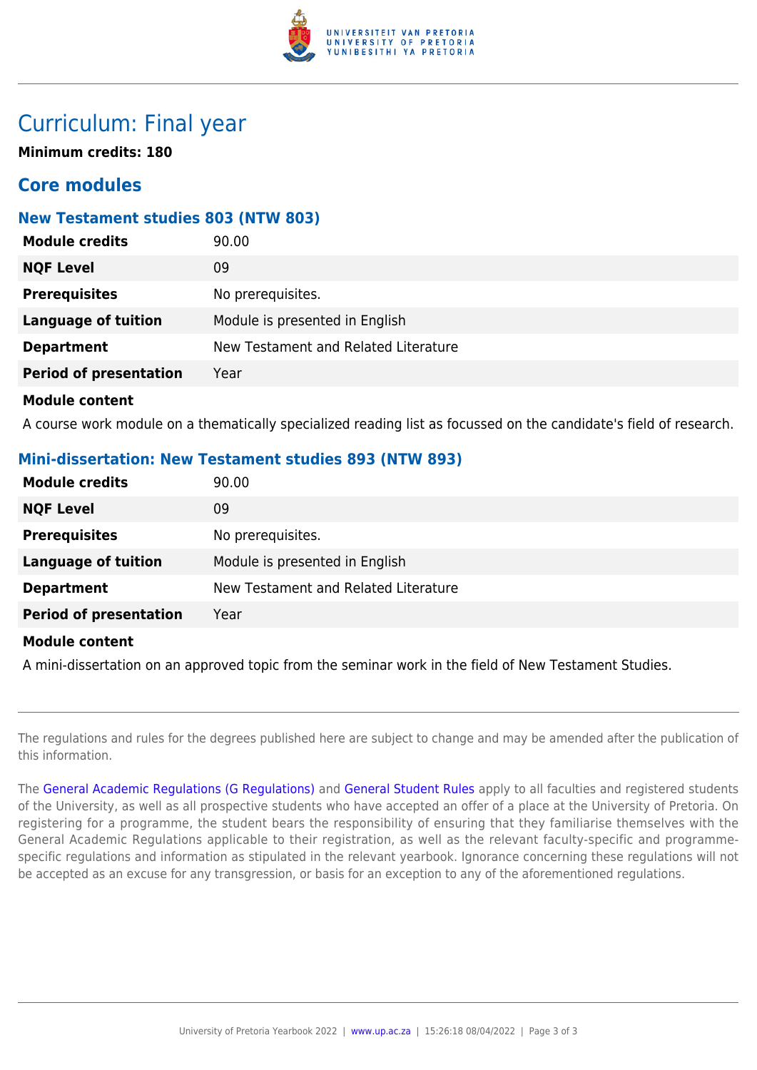# Curriculum: Final year

**Minimum credits: 180**

## Core modules

### New Testament studies 803 (NTW 803)

| | |
|---|---|
| **Module credits** | 90.00 |
| **NQF Level** | 09 |
| **Prerequisites** | No prerequisites. |
| **Language of tuition** | Module is presented in English |
| **Department** | New Testament and Related Literature |
| **Period of presentation** | Year |

**Module content**

A course work module on a thematically specialized reading list as focussed on the candidate's field of research.

### Mini-dissertation: New Testament studies 893 (NTW 893)

| | |
|---|---|
| **Module credits** | 90.00 |
| **NQF Level** | 09 |
| **Prerequisites** | No prerequisites. |
| **Language of tuition** | Module is presented in English |
| **Department** | New Testament and Related Literature |
| **Period of presentation** | Year |

**Module content**

A mini-dissertation on an approved topic from the seminar work in the field of New Testament Studies.

---

The regulations and rules for the degrees published here are subject to change and may be amended after the publication of this information.

The General Academic Regulations (G Regulations) and General Student Rules apply to all faculties and registered students of the University, as well as all prospective students who have accepted an offer of a place at the University of Pretoria. On registering for a programme, the student bears the responsibility of ensuring that they familiarise themselves with the General Academic Regulations applicable to their registration, as well as the relevant faculty-specific and programme-specific regulations and information as stipulated in the relevant yearbook. Ignorance concerning these regulations will not be accepted as an excuse for any transgression, or basis for an exception to any of the aforementioned regulations.